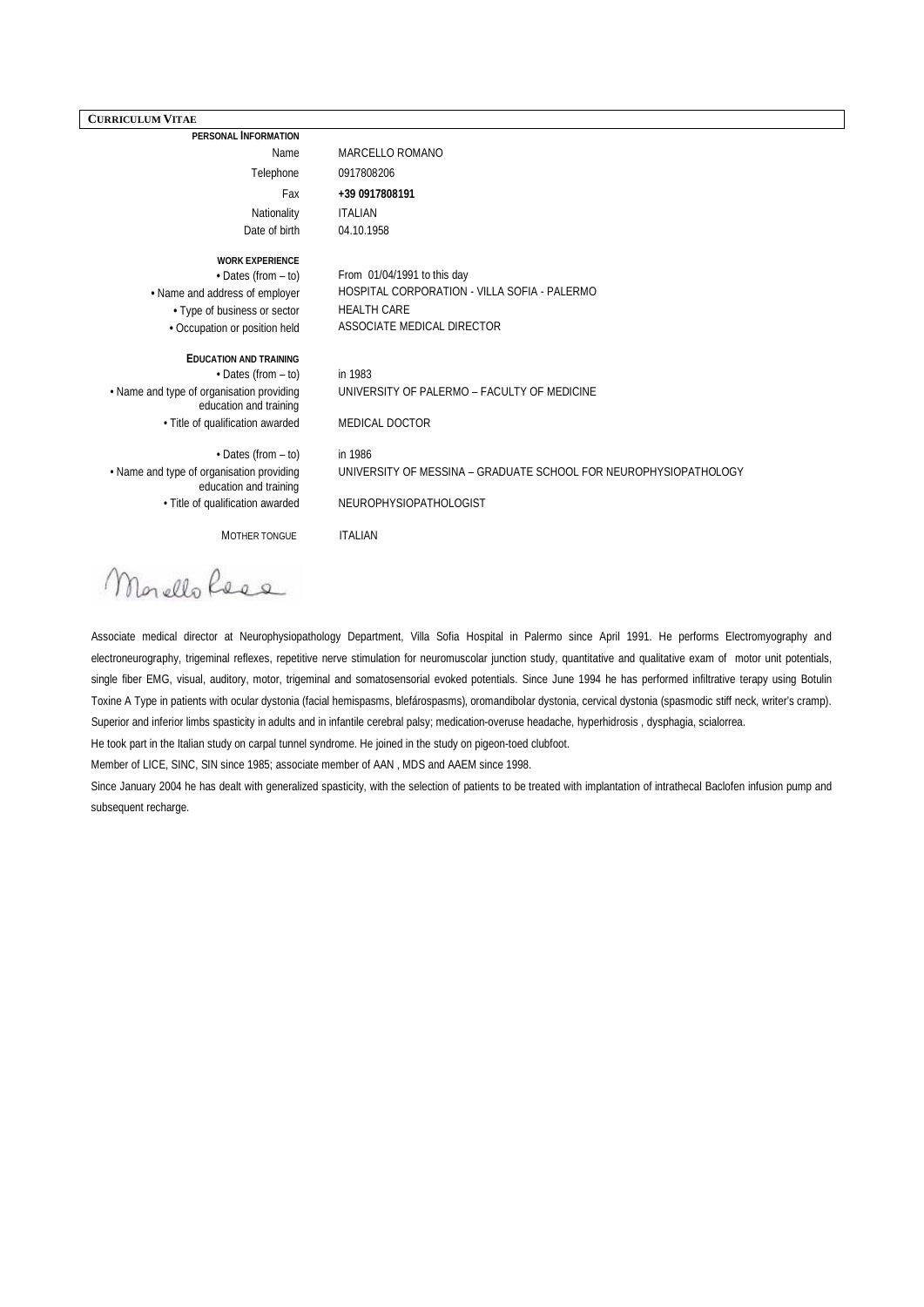# CURRICULUM VITAE

## PERSONAL INFORMATION

| | |
|---|---|
| Name | MARCELLO ROMANO |
| Telephone | 0917808206 |
| Fax | **+39 0917808191** |
| Nationality | ITALIAN |
| Date of birth | 04.10.1958 |

## WORK EXPERIENCE

| | |
|---|---|
| • Dates (from – to) | From 01/04/1991 to this day |
| • Name and address of employer | HOSPITAL CORPORATION - VILLA SOFIA - PALERMO |
| • Type of business or sector | HEALTH CARE |
| • Occupation or position held | ASSOCIATE MEDICAL DIRECTOR |

## EDUCATION AND TRAINING

| | |
|---|---|
| • Dates (from – to) | in 1983 |
| • Name and type of organisation providing education and training | UNIVERSITY OF PALERMO – FACULTY OF MEDICINE |
| • Title of qualification awarded | MEDICAL DOCTOR |
| • Dates (from – to) | in 1986 |
| • Name and type of organisation providing education and training | UNIVERSITY OF MESSINA – GRADUATE SCHOOL FOR NEUROPHYSIOPATHOLOGY |
| • Title of qualification awarded | NEUROPHYSIOPATHOLOGIST |

| | |
|---|---|
| MOTHER TONGUE | ITALIAN |

Associate medical director at Neurophysiopathology Department, Villa Sofia Hospital in Palermo since April 1991. He performs Electromyography and electroneurography, trigeminal reflexes, repetitive nerve stimulation for neuromuscolar junction study, quantitative and qualitative exam of motor unit potentials, single fiber EMG, visual, auditory, motor, trigeminal and somatosensorial evoked potentials. Since June 1994 he has performed infiltrative terapy using Botulin Toxine A Type in patients with ocular dystonia (facial hemispasms, blefárospasms), oromandibolar dystonia, cervical dystonia (spasmodic stiff neck, writer's cramp). Superior and inferior limbs spasticity in adults and in infantile cerebral palsy; medication-overuse headache, hyperhidrosis , dysphagia, scialorrea.

He took part in the Italian study on carpal tunnel syndrome. He joined in the study on pigeon-toed clubfoot.

Member of LICE, SINC, SIN since 1985; associate member of AAN , MDS and AAEM since 1998.

Since January 2004 he has dealt with generalized spasticity, with the selection of patients to be treated with implantation of intrathecal Baclofen infusion pump and subsequent recharge.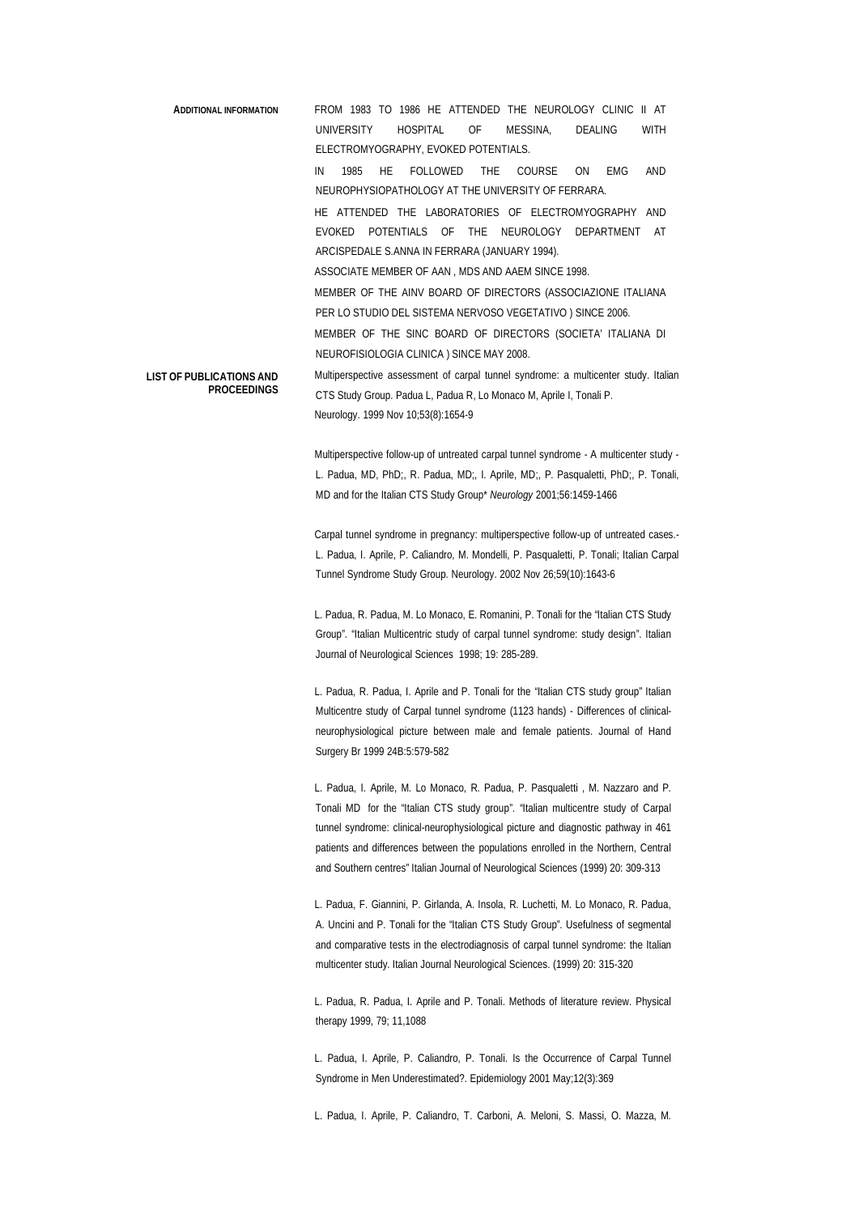**ADDITIONAL INFORMATION**

FROM 1983 TO 1986 HE ATTENDED THE NEUROLOGY CLINIC II AT UNIVERSITY HOSPITAL OF MESSINA, DEALING WITH ELECTROMYOGRAPHY, EVOKED POTENTIALS.

IN 1985 HE FOLLOWED THE COURSE ON EMG AND NEUROPHYSIOPATHOLOGY AT THE UNIVERSITY OF FERRARA.

HE ATTENDED THE LABORATORIES OF ELECTROMYOGRAPHY AND EVOKED POTENTIALS OF THE NEUROLOGY DEPARTMENT AT ARCISPEDALE S.ANNA IN FERRARA (JANUARY 1994).

ASSOCIATE MEMBER OF AAN , MDS AND AAEM SINCE 1998.

MEMBER OF THE AINV BOARD OF DIRECTORS (ASSOCIAZIONE ITALIANA PER LO STUDIO DEL SISTEMA NERVOSO VEGETATIVO ) SINCE 2006.

MEMBER OF THE SINC BOARD OF DIRECTORS (SOCIETA' ITALIANA DI NEUROFISIOLOGIA CLINICA ) SINCE MAY 2008.

**LIST OF PUBLICATIONS AND PROCEEDINGS**

Multiperspective assessment of carpal tunnel syndrome: a multicenter study. Italian CTS Study Group. Padua L, Padua R, Lo Monaco M, Aprile I, Tonali P. Neurology. 1999 Nov 10;53(8):1654-9

Multiperspective follow-up of untreated carpal tunnel syndrome - A multicenter study - L. Padua, MD, PhD;, R. Padua, MD;, I. Aprile, MD;, P. Pasqualetti, PhD;, P. Tonali, MD and for the Italian CTS Study Group* *Neurology* 2001;56:1459-1466

Carpal tunnel syndrome in pregnancy: multiperspective follow-up of untreated cases.- L. Padua, I. Aprile, P. Caliandro, M. Mondelli, P. Pasqualetti, P. Tonali; Italian Carpal Tunnel Syndrome Study Group. Neurology. 2002 Nov 26;59(10):1643-6

L. Padua, R. Padua, M. Lo Monaco, E. Romanini, P. Tonali for the "Italian CTS Study Group". "Italian Multicentric study of carpal tunnel syndrome: study design". Italian Journal of Neurological Sciences 1998; 19: 285-289.

L. Padua, R. Padua, I. Aprile and P. Tonali for the "Italian CTS study group" Italian Multicentre study of Carpal tunnel syndrome (1123 hands) - Differences of clinical-neurophysiological picture between male and female patients. Journal of Hand Surgery Br 1999 24B:5:579-582

L. Padua, I. Aprile, M. Lo Monaco, R. Padua, P. Pasqualetti , M. Nazzaro and P. Tonali MD for the "Italian CTS study group". "Italian multicentre study of Carpal tunnel syndrome: clinical-neurophysiological picture and diagnostic pathway in 461 patients and differences between the populations enrolled in the Northern, Central and Southern centres" Italian Journal of Neurological Sciences (1999) 20: 309-313

L. Padua, F. Giannini, P. Girlanda, A. Insola, R. Luchetti, M. Lo Monaco, R. Padua, A. Uncini and P. Tonali for the "Italian CTS Study Group". Usefulness of segmental and comparative tests in the electrodiagnosis of carpal tunnel syndrome: the Italian multicenter study. Italian Journal Neurological Sciences. (1999) 20: 315-320

L. Padua, R. Padua, I. Aprile and P. Tonali. Methods of literature review. Physical therapy 1999, 79; 11,1088

L. Padua, I. Aprile, P. Caliandro, P. Tonali. Is the Occurrence of Carpal Tunnel Syndrome in Men Underestimated?. Epidemiology 2001 May;12(3):369

L. Padua, I. Aprile, P. Caliandro, T. Carboni, A. Meloni, S. Massi, O. Mazza, M.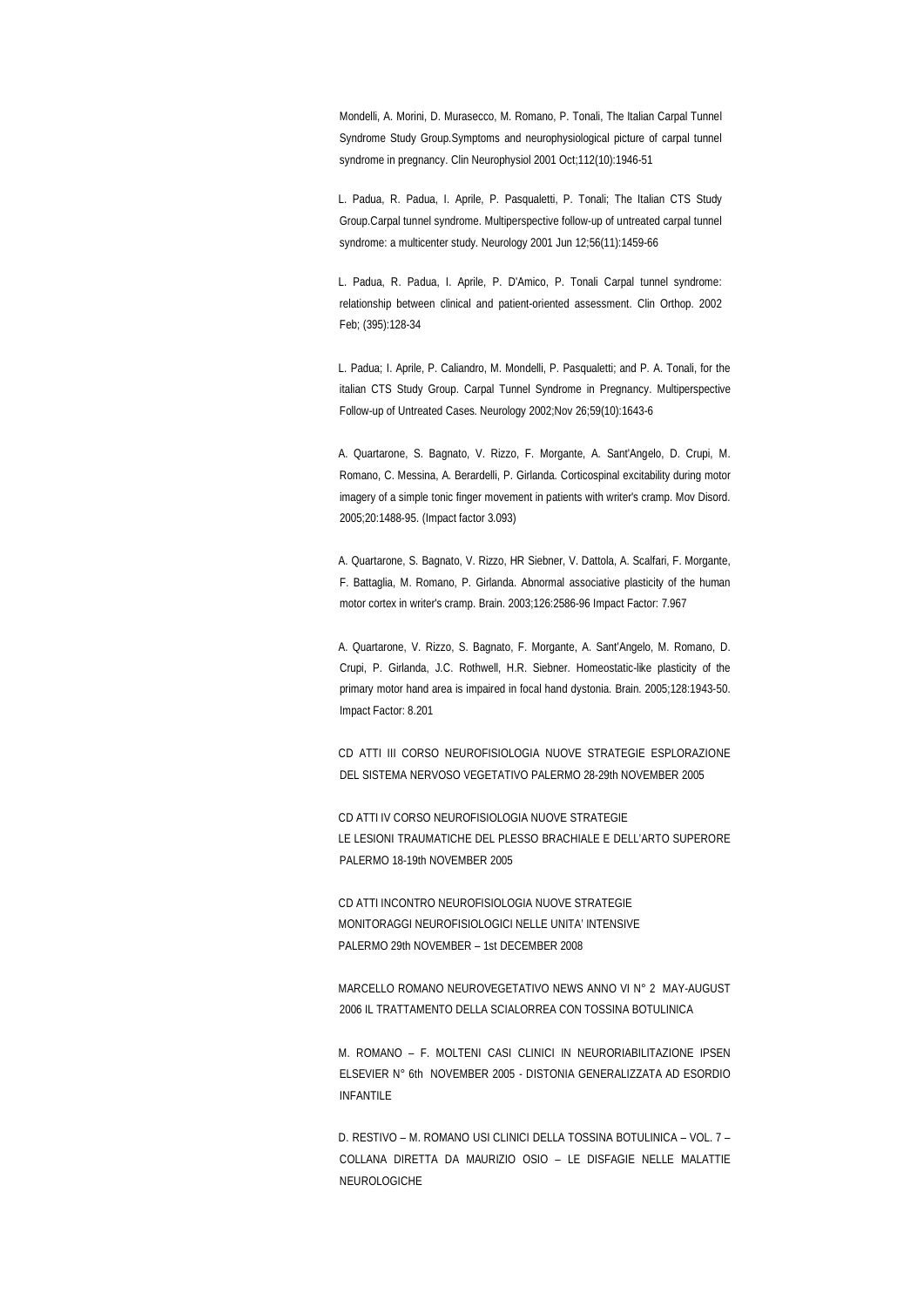Mondelli, A. Morini, D. Murasecco, M. Romano, P. Tonali, The Italian Carpal Tunnel Syndrome Study Group.Symptoms and neurophysiological picture of carpal tunnel syndrome in pregnancy. Clin Neurophysiol 2001 Oct;112(10):1946-51

L. Padua, R. Padua, I. Aprile, P. Pasqualetti, P. Tonali; The Italian CTS Study Group.Carpal tunnel syndrome. Multiperspective follow-up of untreated carpal tunnel syndrome: a multicenter study. Neurology 2001 Jun 12;56(11):1459-66

L. Padua, R. Padua, I. Aprile, P. D'Amico, P. Tonali Carpal tunnel syndrome: relationship between clinical and patient-oriented assessment. Clin Orthop. 2002 Feb; (395):128-34

L. Padua; I. Aprile, P. Caliandro, M. Mondelli, P. Pasqualetti; and P. A. Tonali, for the italian CTS Study Group. Carpal Tunnel Syndrome in Pregnancy. Multiperspective Follow-up of Untreated Cases. Neurology 2002;Nov 26;59(10):1643-6

A. Quartarone, S. Bagnato, V. Rizzo, F. Morgante, A. Sant'Angelo, D. Crupi, M. Romano, C. Messina, A. Berardelli, P. Girlanda. Corticospinal excitability during motor imagery of a simple tonic finger movement in patients with writer's cramp. Mov Disord. 2005;20:1488-95. (Impact factor 3.093)

A. Quartarone, S. Bagnato, V. Rizzo, HR Siebner, V. Dattola, A. Scalfari, F. Morgante, F. Battaglia, M. Romano, P. Girlanda. Abnormal associative plasticity of the human motor cortex in writer's cramp. Brain. 2003;126:2586-96 Impact Factor: 7.967

A. Quartarone, V. Rizzo, S. Bagnato, F. Morgante, A. Sant'Angelo, M. Romano, D. Crupi, P. Girlanda, J.C. Rothwell, H.R. Siebner. Homeostatic-like plasticity of the primary motor hand area is impaired in focal hand dystonia. Brain. 2005;128:1943-50. Impact Factor: 8.201

CD ATTI III CORSO NEUROFISIOLOGIA NUOVE STRATEGIE ESPLORAZIONE DEL SISTEMA NERVOSO VEGETATIVO PALERMO 28-29th NOVEMBER 2005

CD ATTI IV CORSO NEUROFISIOLOGIA NUOVE STRATEGIE
LE LESIONI TRAUMATICHE DEL PLESSO BRACHIALE E DELL'ARTO SUPERORE PALERMO 18-19th NOVEMBER 2005

CD ATTI INCONTRO NEUROFISIOLOGIA NUOVE STRATEGIE
MONITORAGGI NEUROFISIOLOGICI NELLE UNITA' INTENSIVE
PALERMO 29th NOVEMBER – 1st DECEMBER 2008

MARCELLO ROMANO NEUROVEGETATIVO NEWS ANNO VI N° 2 MAY-AUGUST 2006 IL TRATTAMENTO DELLA SCIALORREA CON TOSSINA BOTULINICA

M. ROMANO – F. MOLTENI CASI CLINICI IN NEURORIABILITAZIONE IPSEN ELSEVIER N° 6th NOVEMBER 2005 - DISTONIA GENERALIZZATA AD ESORDIO INFANTILE

D. RESTIVO – M. ROMANO USI CLINICI DELLA TOSSINA BOTULINICA – VOL. 7 – COLLANA DIRETTA DA MAURIZIO OSIO – LE DISFAGIE NELLE MALATTIE NEUROLOGICHE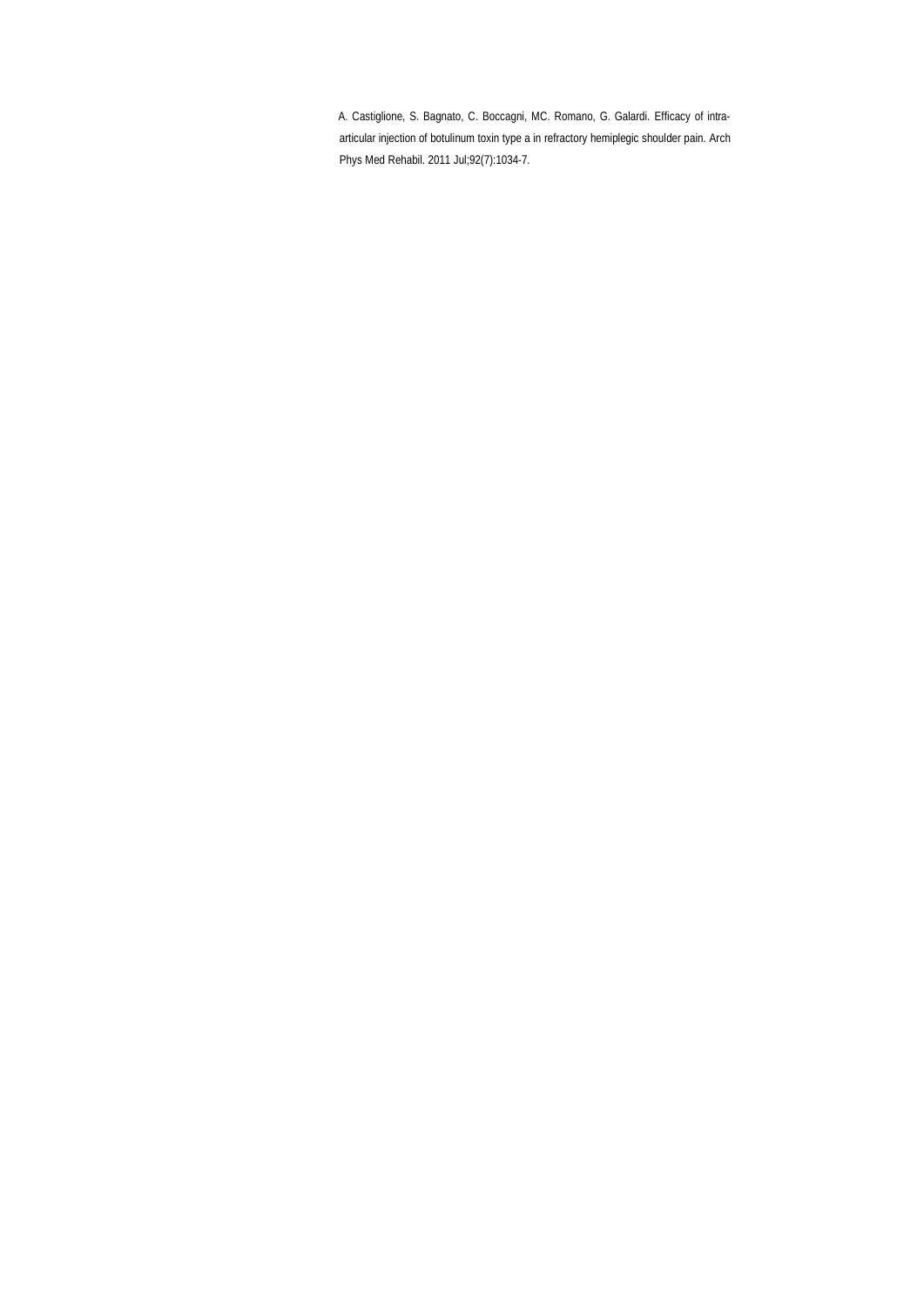A. Castiglione, S. Bagnato, C. Boccagni, MC. Romano, G. Galardi. Efficacy of intra-articular injection of botulinum toxin type a in refractory hemiplegic shoulder pain. Arch Phys Med Rehabil. 2011 Jul;92(7):1034-7.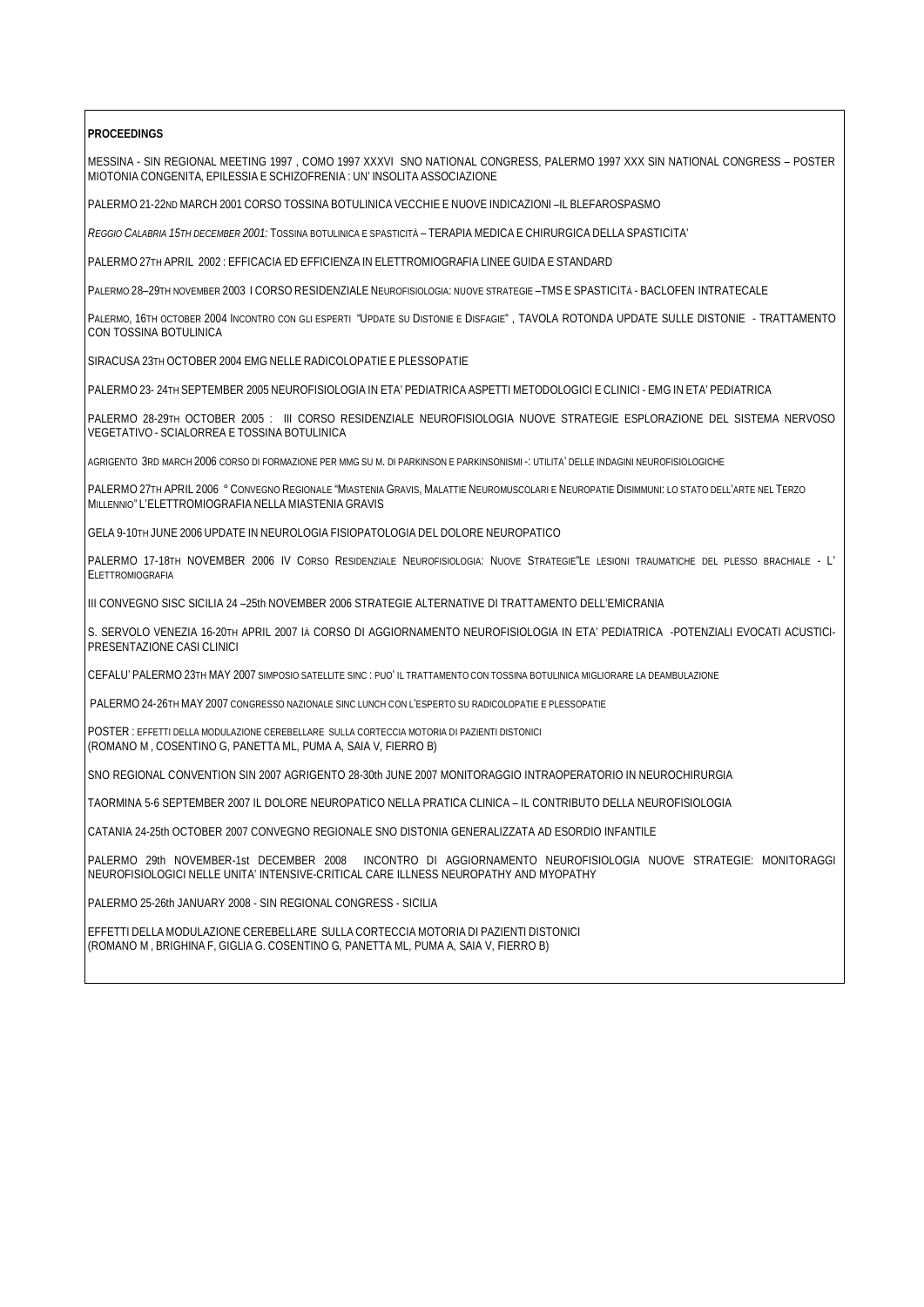**PROCEEDINGS**

MESSINA - SIN REGIONAL MEETING 1997 , COMO 1997 XXXVI SNO NATIONAL CONGRESS, PALERMO 1997 XXX SIN NATIONAL CONGRESS – POSTER MIOTONIA CONGENITA, EPILESSIA E SCHIZOFRENIA : UN' INSOLITA ASSOCIAZIONE

PALERMO 21-22ND MARCH 2001 CORSO TOSSINA BOTULINICA VECCHIE E NUOVE INDICAZIONI –IL BLEFAROSPASMO

*REGGIO CALABRIA 15TH DECEMBER 2001:* TOSSINA BOTULINICA E SPASTICITÀ – TERAPIA MEDICA E CHIRURGICA DELLA SPASTICITA'

PALERMO 27TH APRIL 2002 : EFFICACIA ED EFFICIENZA IN ELETTROMIOGRAFIA LINEE GUIDA E STANDARD

PALERMO 28–29TH NOVEMBER 2003 I CORSO RESIDENZIALE NEUROFISIOLOGIA: NUOVE STRATEGIE –TMS E SPASTICITÀ - BACLOFEN INTRATECALE

PALERMO, 16TH OCTOBER 2004 INCONTRO CON GLI ESPERTI "UPDATE SU DISTONIE E DISFAGIE" , TAVOLA ROTONDA UPDATE SULLE DISTONIE - TRATTAMENTO CON TOSSINA BOTULINICA

SIRACUSA 23TH OCTOBER 2004 EMG NELLE RADICOLOPATIE E PLESSOPATIE

PALERMO 23- 24TH SEPTEMBER 2005 NEUROFISIOLOGIA IN ETA' PEDIATRICA ASPETTI METODOLOGICI E CLINICI - EMG IN ETA' PEDIATRICA

PALERMO 28-29TH OCTOBER 2005 : III CORSO RESIDENZIALE NEUROFISIOLOGIA NUOVE STRATEGIE ESPLORAZIONE DEL SISTEMA NERVOSO VEGETATIVO - SCIALORREA E TOSSINA BOTULINICA

AGRIGENTO 3RD MARCH 2006 CORSO DI FORMAZIONE PER MMG SU M. DI PARKINSON E PARKINSONISMI -: UTILITA' DELLE INDAGINI NEUROFISIOLOGICHE

PALERMO 27TH APRIL 2006 ° CONVEGNO REGIONALE "MIASTENIA GRAVIS, MALATTIE NEUROMUSCOLARI E NEUROPATIE DISIMMUNI: LO STATO DELL'ARTE NEL TERZO MILLENNIO" L'ELETTROMIOGRAFIA NELLA MIASTENIA GRAVIS

GELA 9-10TH JUNE 2006 UPDATE IN NEUROLOGIA FISIOPATOLOGIA DEL DOLORE NEUROPATICO

PALERMO 17-18TH NOVEMBER 2006 IV CORSO RESIDENZIALE NEUROFISIOLOGIA: NUOVE STRATEGIE"LE LESIONI TRAUMATICHE DEL PLESSO BRACHIALE - L' ELETTROMIOGRAFIA

III CONVEGNO SISC SICILIA 24 –25th NOVEMBER 2006 STRATEGIE ALTERNATIVE DI TRATTAMENTO DELL'EMICRANIA

S. SERVOLO VENEZIA 16-20TH APRIL 2007 IÀ CORSO DI AGGIORNAMENTO NEUROFISIOLOGIA IN ETA' PEDIATRICA -POTENZIALI EVOCATI ACUSTICI- PRESENTAZIONE CASI CLINICI

CEFALU' PALERMO 23TH MAY 2007 SIMPOSIO SATELLITE SINC : PUO' IL TRATTAMENTO CON TOSSINA BOTULINICA MIGLIORARE LA DEAMBULAZIONE

PALERMO 24-26TH MAY 2007 CONGRESSO NAZIONALE SINC LUNCH CON L'ESPERTO SU RADICOLOPATIE E PLESSOPATIE

POSTER : EFFETTI DELLA MODULAZIONE CEREBELLARE SULLA CORTECCIA MOTORIA DI PAZIENTI DISTONICI
(ROMANO M , COSENTINO G, PANETTA ML, PUMA A, SAIA V, FIERRO B)

SNO REGIONAL CONVENTION SIN 2007 AGRIGENTO 28-30th JUNE 2007 MONITORAGGIO INTRAOPERATORIO IN NEUROCHIRURGIA

TAORMINA 5-6 SEPTEMBER 2007 IL DOLORE NEUROPATICO NELLA PRATICA CLINICA – IL CONTRIBUTO DELLA NEUROFISIOLOGIA

CATANIA 24-25th OCTOBER 2007 CONVEGNO REGIONALE SNO DISTONIA GENERALIZZATA AD ESORDIO INFANTILE

PALERMO 29th NOVEMBER-1st DECEMBER 2008 INCONTRO DI AGGIORNAMENTO NEUROFISIOLOGIA NUOVE STRATEGIE: MONITORAGGI NEUROFISIOLOGICI NELLE UNITA' INTENSIVE-CRITICAL CARE ILLNESS NEUROPATHY AND MYOPATHY

PALERMO 25-26th JANUARY 2008 - SIN REGIONAL CONGRESS - SICILIA

EFFETTI DELLA MODULAZIONE CEREBELLARE SULLA CORTECCIA MOTORIA DI PAZIENTI DISTONICI
(ROMANO M , BRIGHINA F, GIGLIA G. COSENTINO G, PANETTA ML, PUMA A, SAIA V, FIERRO B)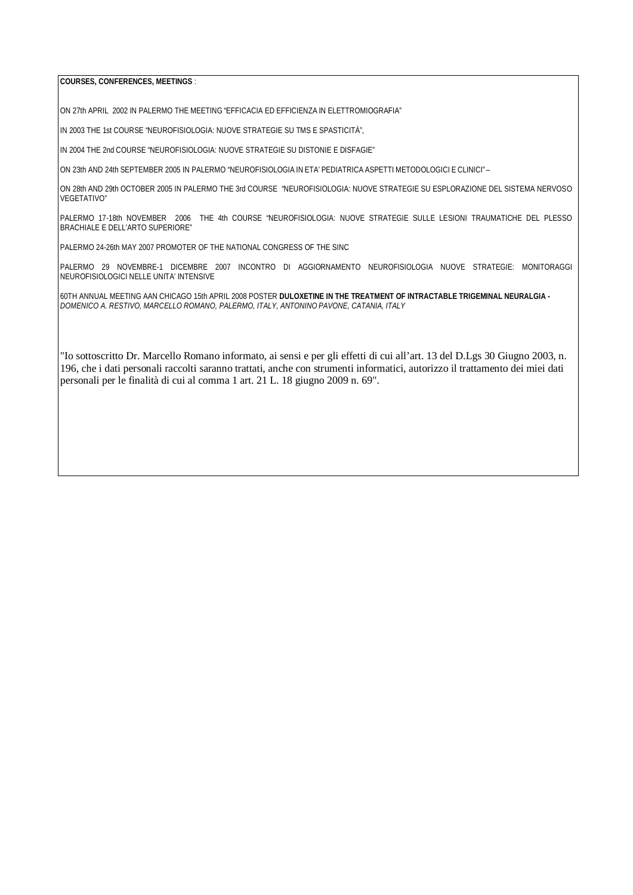**COURSES, CONFERENCES, MEETINGS** :

ON 27th APRIL 2002 IN PALERMO THE MEETING "EFFICACIA ED EFFICIENZA IN ELETTROMIOGRAFIA"

IN 2003 THE 1st COURSE "NEUROFISIOLOGIA: NUOVE STRATEGIE SU TMS E SPASTICITÀ",

IN 2004 THE 2nd COURSE "NEUROFISIOLOGIA: NUOVE STRATEGIE SU DISTONIE E DISFAGIE"

ON 23th AND 24th SEPTEMBER 2005 IN PALERMO "NEUROFISIOLOGIA IN ETA' PEDIATRICA ASPETTI METODOLOGICI E CLINICI" –

ON 28th AND 29th OCTOBER 2005 IN PALERMO THE 3rd COURSE "NEUROFISIOLOGIA: NUOVE STRATEGIE SU ESPLORAZIONE DEL SISTEMA NERVOSO VEGETATIVO"

PALERMO 17-18th NOVEMBER 2006 THE 4th COURSE "NEUROFISIOLOGIA: NUOVE STRATEGIE SULLE LESIONI TRAUMATICHE DEL PLESSO BRACHIALE E DELL'ARTO SUPERIORE"

PALERMO 24-26th MAY 2007 PROMOTER OF THE NATIONAL CONGRESS OF THE SINC

PALERMO 29 NOVEMBRE-1 DICEMBRE 2007 INCONTRO DI AGGIORNAMENTO NEUROFISIOLOGIA NUOVE STRATEGIE: MONITORAGGI NEUROFISIOLOGICI NELLE UNITA' INTENSIVE

60TH ANNUAL MEETING AAN CHICAGO 15th APRIL 2008 POSTER **DULOXETINE IN THE TREATMENT OF INTRACTABLE TRIGEMINAL NEURALGIA -** *DOMENICO A. RESTIVO, MARCELLO ROMANO, PALERMO, ITALY, ANTONINO PAVONE, CATANIA, ITALY*

"Io sottoscritto Dr. Marcello Romano informato, ai sensi e per gli effetti di cui all'art. 13 del D.Lgs 30 Giugno 2003, n. 196, che i dati personali raccolti saranno trattati, anche con strumenti informatici, autorizzo il trattamento dei miei dati personali per le finalità di cui al comma 1 art. 21 L. 18 giugno 2009 n. 69".